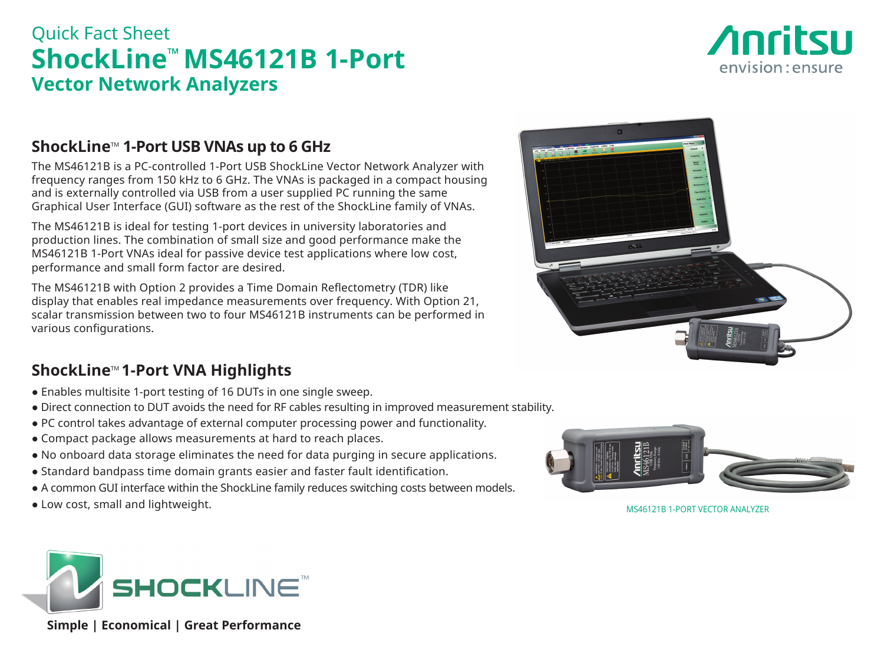Quick Fact Sheet

# ShockLine™ MS46121B 1-Port Vector Network Analyzers

## ShockLine™ 1-Port USB VNAs up to 6 GHz

The MS46121B is a PC-controlled 1-Port USB ShockLine Vector Network Analyzer with frequency ranges from 150 kHz to 6 GHz. The VNAs is packaged in a compact housing and is externally controlled via USB from a user supplied PC running the same Graphical User Interface (GUI) software as the rest of the ShockLine family of VNAs.

The MS46121B is ideal for testing 1-port devices in university laboratories and production lines. The combination of small size and good performance make the MS46121B 1-Port VNAs ideal for passive device test applications where low cost, performance and small form factor are desired.

The MS46121B with Option 2 provides a Time Domain Reflectometry (TDR) like display that enables real impedance measurements over frequency. With Option 21, scalar transmission between two to four MS46121B instruments can be performed in various configurations.

## ShockLine™ 1-Port VNA Highlights

- Enables multisite 1-port testing of 16 DUTs in one single sweep.
- Direct connection to DUT avoids the need for RF cables resulting in improved measurement stability.
- PC control takes advantage of external computer processing power and functionality.
- Compact package allows measurements at hard to reach places.
- No onboard data storage eliminates the need for data purging in secure applications.
- Standard bandpass time domain grants easier and faster fault identification.
- A common GUI interface within the ShockLine family reduces switching costs between models.
- Low cost, small and lightweight.

MS46121B 1-PORT VECTOR ANALYZER

**Simple | Economical | Great Performance**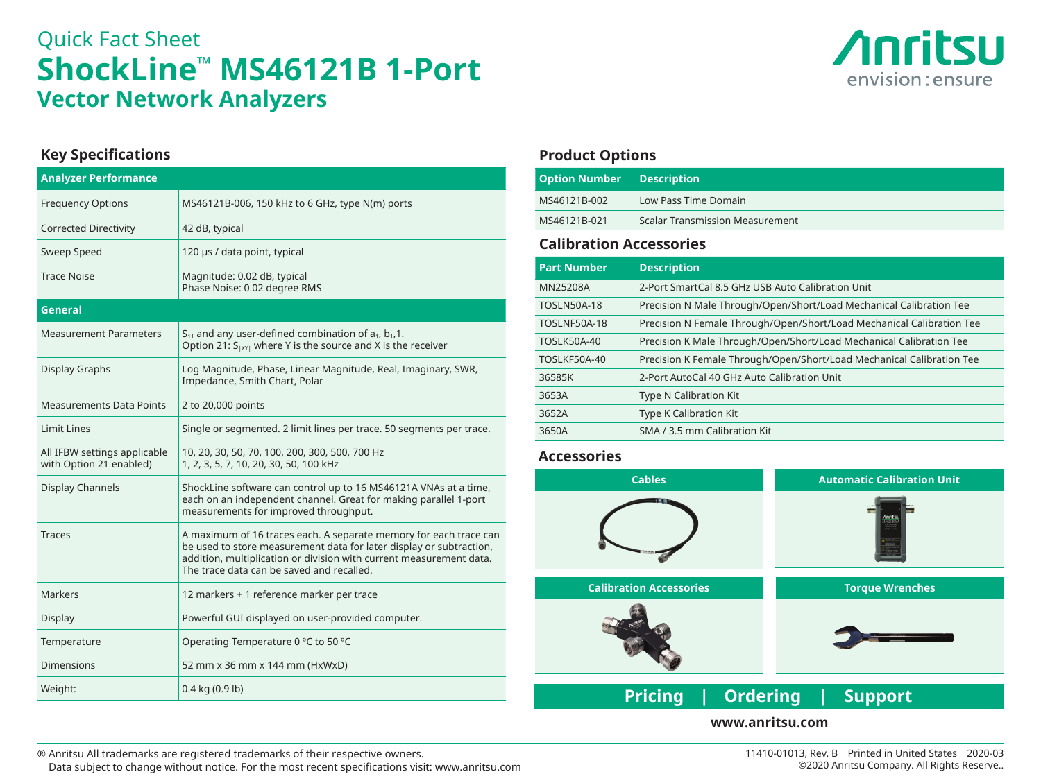Quick Fact Sheet

# ShockLine™ MS46121B 1-Port Vector Network Analyzers

Anritsu envision : ensure

## Key Specifications

| Analyzer Performance | |
|---|---|
| Frequency Options | MS46121B-006, 150 kHz to 6 GHz, type N(m) ports |
| Corrected Directivity | 42 dB, typical |
| Sweep Speed | 120 µs / data point, typical |
| Trace Noise | Magnitude: 0.02 dB, typical<br>Phase Noise: 0.02 degree RMS |
| **General** | |
| Measurement Parameters | $S_{11}$ and any user-defined combination of $a_1$, $b_1$,1.<br>Option 21: $S_{\|XY\|}$ where Y is the source and X is the receiver |
| Display Graphs | Log Magnitude, Phase, Linear Magnitude, Real, Imaginary, SWR, Impedance, Smith Chart, Polar |
| Measurements Data Points | 2 to 20,000 points |
| Limit Lines | Single or segmented. 2 limit lines per trace. 50 segments per trace. |
| All IFBW settings applicable with Option 21 enabled) | 10, 20, 30, 50, 70, 100, 200, 300, 500, 700 Hz<br>1, 2, 3, 5, 7, 10, 20, 30, 50, 100 kHz |
| Display Channels | ShockLine software can control up to 16 MS46121A VNAs at a time, each on an independent channel. Great for making parallel 1-port measurements for improved throughput. |
| Traces | A maximum of 16 traces each. A separate memory for each trace can be used to store measurement data for later display or subtraction, addition, multiplication or division with current measurement data. The trace data can be saved and recalled. |
| Markers | 12 markers + 1 reference marker per trace |
| Display | Powerful GUI displayed on user-provided computer. |
| Temperature | Operating Temperature 0 °C to 50 °C |
| Dimensions | 52 mm x 36 mm x 144 mm (HxWxD) |
| Weight: | 0.4 kg (0.9 lb) |

## Product Options

| Option Number | Description |
|---|---|
| MS46121B-002 | Low Pass Time Domain |
| MS46121B-021 | Scalar Transmission Measurement |

## Calibration Accessories

| Part Number | Description |
|---|---|
| MN25208A | 2-Port SmartCal 8.5 GHz USB Auto Calibration Unit |
| TOSLN50A-18 | Precision N Male Through/Open/Short/Load Mechanical Calibration Tee |
| TOSLNF50A-18 | Precision N Female Through/Open/Short/Load Mechanical Calibration Tee |
| TOSLK50A-40 | Precision K Male Through/Open/Short/Load Mechanical Calibration Tee |
| TOSLKF50A-40 | Precision K Female Through/Open/Short/Load Mechanical Calibration Tee |
| 36585K | 2-Port AutoCal 40 GHz Auto Calibration Unit |
| 3653A | Type N Calibration Kit |
| 3652A | Type K Calibration Kit |
| 3650A | SMA / 3.5 mm Calibration Kit |

## Accessories

Cables

Automatic Calibration Unit

Calibration Accessories

Torque Wrenches

**Pricing | Ordering | Support**

**www.anritsu.com**

® Anritsu All trademarks are registered trademarks of their respective owners.
Data subject to change without notice. For the most recent specifications visit: www.anritsu.com

11410-01013, Rev. B Printed in United States 2020-03
©2020 Anritsu Company. All Rights Reserve..